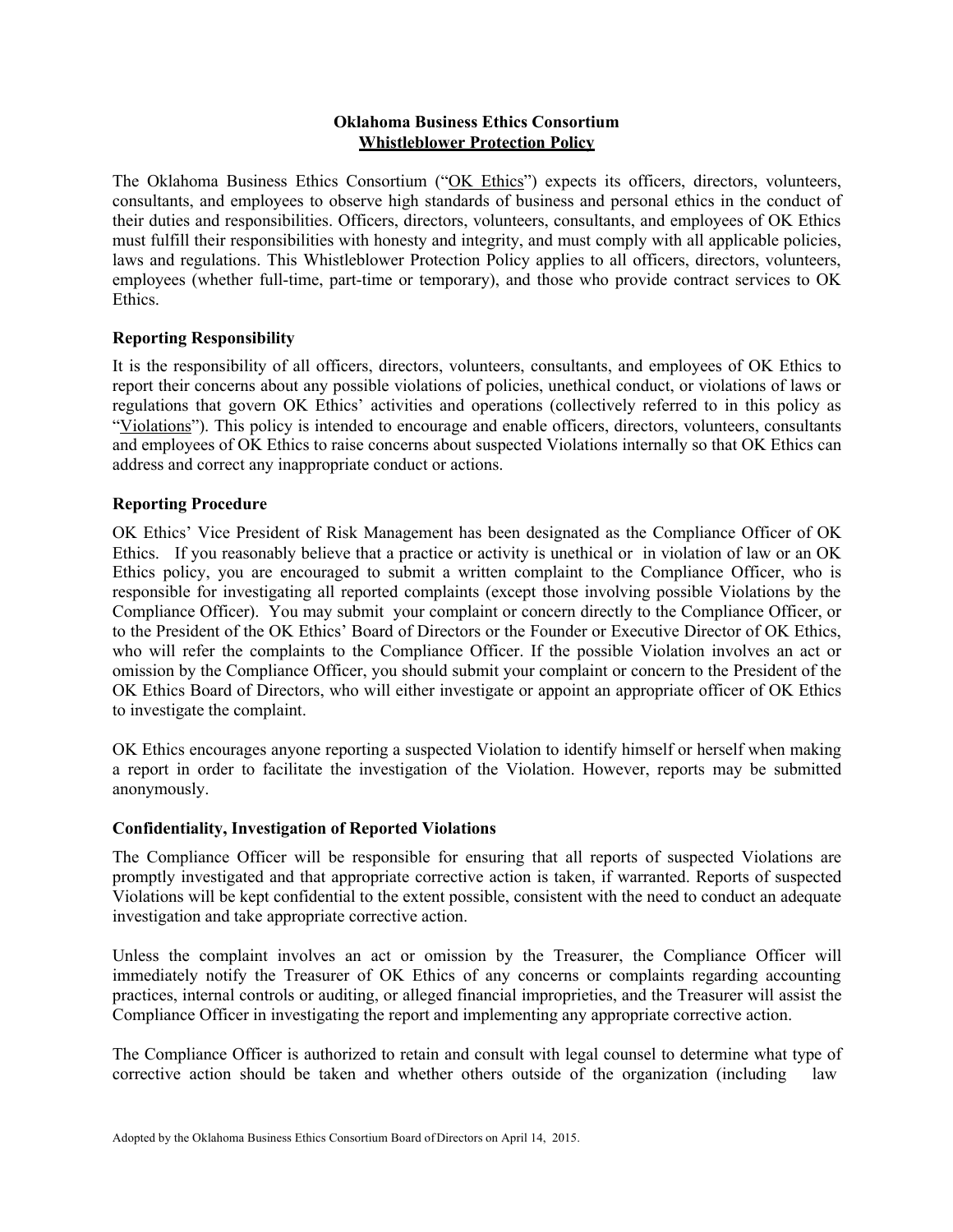**Oklahoma Business Ethics Consortium**
**Whistleblower Protection Policy**

The Oklahoma Business Ethics Consortium ("OK Ethics") expects its officers, directors, volunteers, consultants, and employees to observe high standards of business and personal ethics in the conduct of their duties and responsibilities. Officers, directors, volunteers, consultants, and employees of OK Ethics must fulfill their responsibilities with honesty and integrity, and must comply with all applicable policies, laws and regulations. This Whistleblower Protection Policy applies to all officers, directors, volunteers, employees (whether full-time, part-time or temporary), and those who provide contract services to OK Ethics.

### Reporting Responsibility

It is the responsibility of all officers, directors, volunteers, consultants, and employees of OK Ethics to report their concerns about any possible violations of policies, unethical conduct, or violations of laws or regulations that govern OK Ethics' activities and operations (collectively referred to in this policy as "Violations"). This policy is intended to encourage and enable officers, directors, volunteers, consultants and employees of OK Ethics to raise concerns about suspected Violations internally so that OK Ethics can address and correct any inappropriate conduct or actions.

### Reporting Procedure

OK Ethics' Vice President of Risk Management has been designated as the Compliance Officer of OK Ethics. If you reasonably believe that a practice or activity is unethical or in violation of law or an OK Ethics policy, you are encouraged to submit a written complaint to the Compliance Officer, who is responsible for investigating all reported complaints (except those involving possible Violations by the Compliance Officer). You may submit your complaint or concern directly to the Compliance Officer, or to the President of the OK Ethics' Board of Directors or the Founder or Executive Director of OK Ethics, who will refer the complaints to the Compliance Officer. If the possible Violation involves an act or omission by the Compliance Officer, you should submit your complaint or concern to the President of the OK Ethics Board of Directors, who will either investigate or appoint an appropriate officer of OK Ethics to investigate the complaint.

OK Ethics encourages anyone reporting a suspected Violation to identify himself or herself when making a report in order to facilitate the investigation of the Violation. However, reports may be submitted anonymously.

### Confidentiality, Investigation of Reported Violations

The Compliance Officer will be responsible for ensuring that all reports of suspected Violations are promptly investigated and that appropriate corrective action is taken, if warranted. Reports of suspected Violations will be kept confidential to the extent possible, consistent with the need to conduct an adequate investigation and take appropriate corrective action.

Unless the complaint involves an act or omission by the Treasurer, the Compliance Officer will immediately notify the Treasurer of OK Ethics of any concerns or complaints regarding accounting practices, internal controls or auditing, or alleged financial improprieties, and the Treasurer will assist the Compliance Officer in investigating the report and implementing any appropriate corrective action.

The Compliance Officer is authorized to retain and consult with legal counsel to determine what type of corrective action should be taken and whether others outside of the organization (including law

Adopted by the Oklahoma Business Ethics Consortium Board of Directors on April 14, 2015.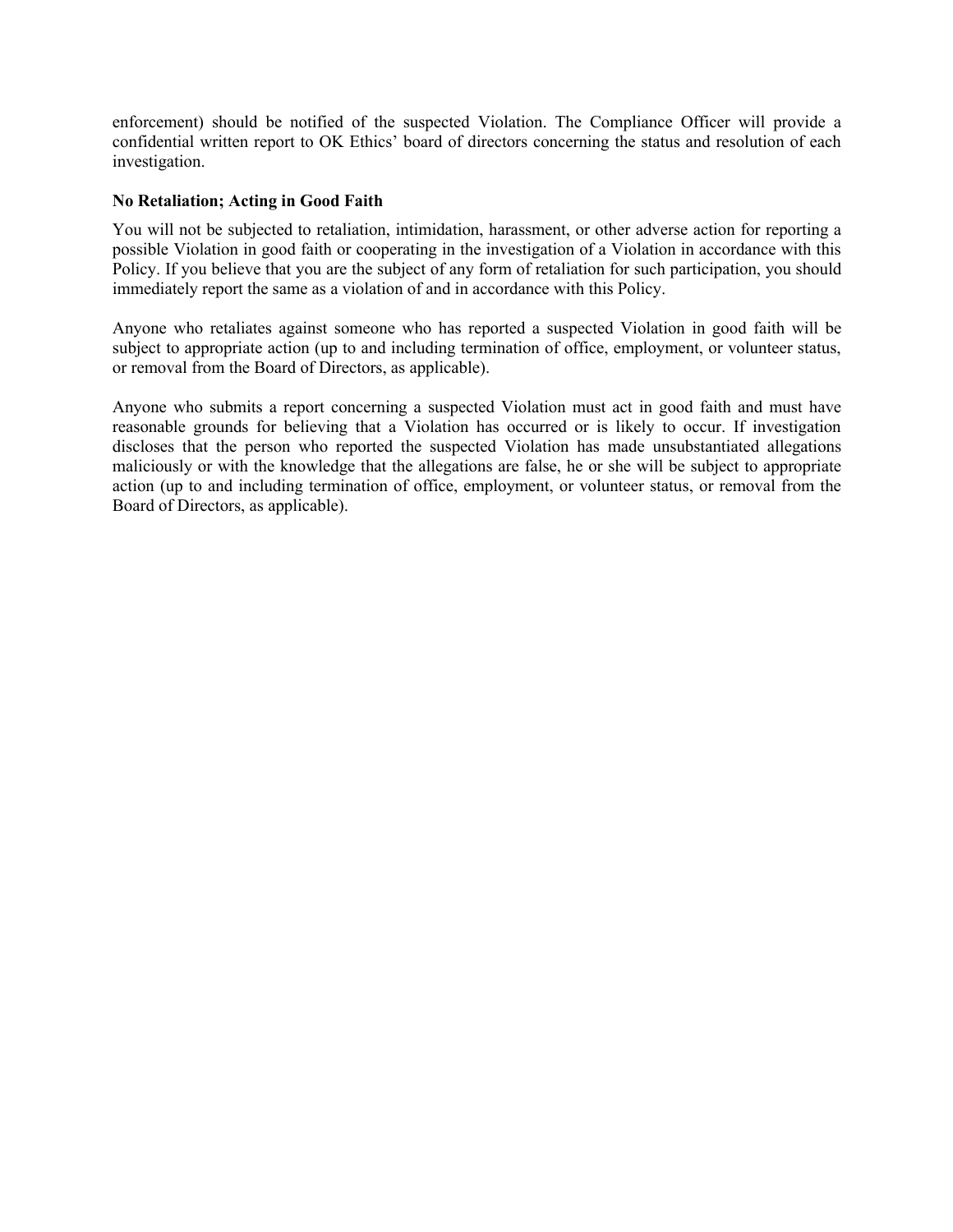enforcement) should be notified of the suspected Violation. The Compliance Officer will provide a confidential written report to OK Ethics' board of directors concerning the status and resolution of each investigation.

**No Retaliation; Acting in Good Faith**

You will not be subjected to retaliation, intimidation, harassment, or other adverse action for reporting a possible Violation in good faith or cooperating in the investigation of a Violation in accordance with this Policy. If you believe that you are the subject of any form of retaliation for such participation, you should immediately report the same as a violation of and in accordance with this Policy.

Anyone who retaliates against someone who has reported a suspected Violation in good faith will be subject to appropriate action (up to and including termination of office, employment, or volunteer status, or removal from the Board of Directors, as applicable).

Anyone who submits a report concerning a suspected Violation must act in good faith and must have reasonable grounds for believing that a Violation has occurred or is likely to occur. If investigation discloses that the person who reported the suspected Violation has made unsubstantiated allegations maliciously or with the knowledge that the allegations are false, he or she will be subject to appropriate action (up to and including termination of office, employment, or volunteer status, or removal from the Board of Directors, as applicable).